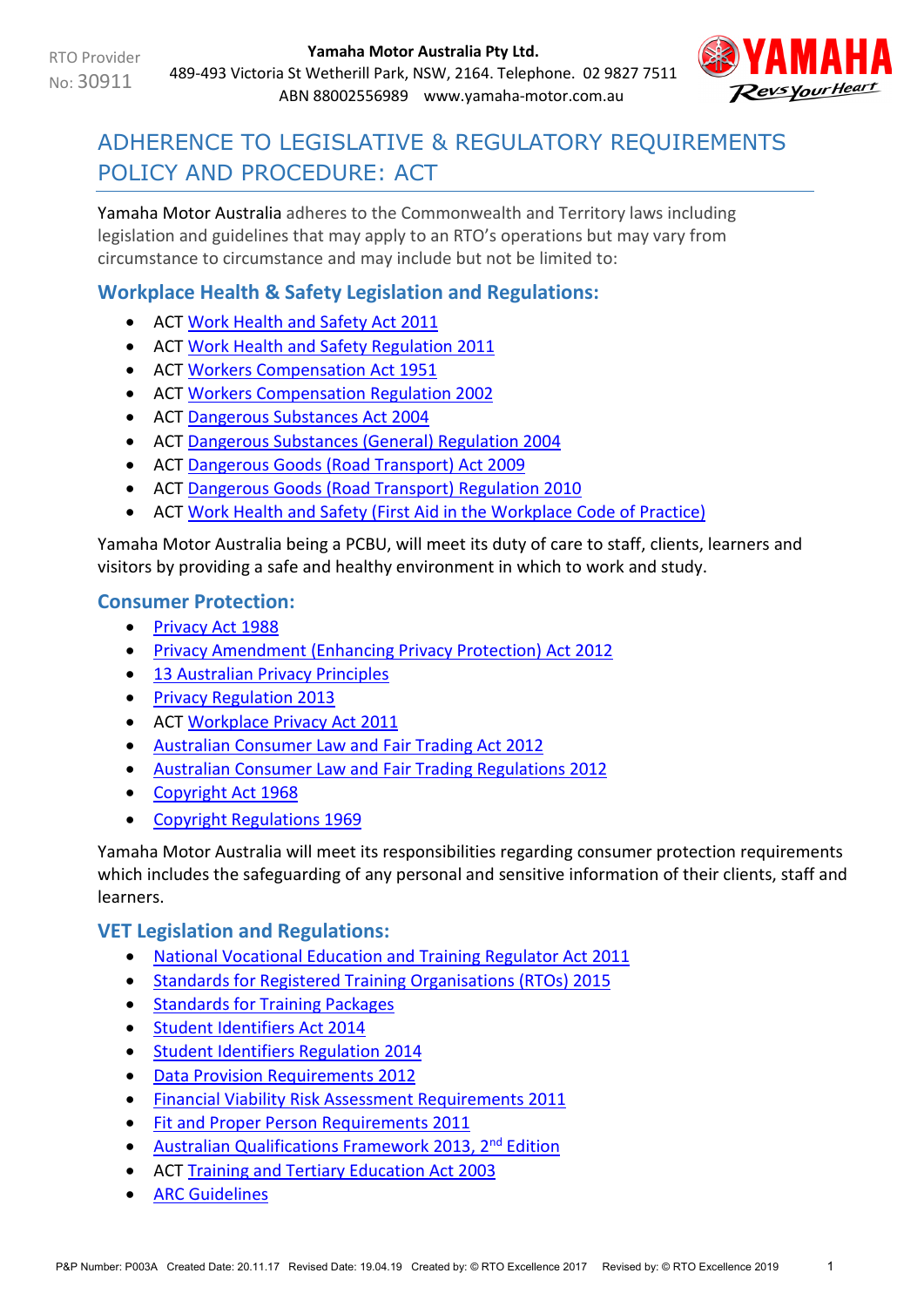RTO Provider No: 30911

**Yamaha Motor Australia Pty Ltd.**
489-493 Victoria St Wetherill Park, NSW, 2164. Telephone. 02 9827 7511
ABN 88002556989 www.yamaha-motor.com.au

# ADHERENCE TO LEGISLATIVE & REGULATORY REQUIREMENTS POLICY AND PROCEDURE: ACT

Yamaha Motor Australia adheres to the Commonwealth and Territory laws including legislation and guidelines that may apply to an RTO's operations but may vary from circumstance to circumstance and may include but not be limited to:

## Workplace Health & Safety Legislation and Regulations:

- ACT Work Health and Safety Act 2011
- ACT Work Health and Safety Regulation 2011
- ACT Workers Compensation Act 1951
- ACT Workers Compensation Regulation 2002
- ACT Dangerous Substances Act 2004
- ACT Dangerous Substances (General) Regulation 2004
- ACT Dangerous Goods (Road Transport) Act 2009
- ACT Dangerous Goods (Road Transport) Regulation 2010
- ACT Work Health and Safety (First Aid in the Workplace Code of Practice)

Yamaha Motor Australia being a PCBU, will meet its duty of care to staff, clients, learners and visitors by providing a safe and healthy environment in which to work and study.

## Consumer Protection:

- Privacy Act 1988
- Privacy Amendment (Enhancing Privacy Protection) Act 2012
- 13 Australian Privacy Principles
- Privacy Regulation 2013
- ACT Workplace Privacy Act 2011
- Australian Consumer Law and Fair Trading Act 2012
- Australian Consumer Law and Fair Trading Regulations 2012
- Copyright Act 1968
- Copyright Regulations 1969

Yamaha Motor Australia will meet its responsibilities regarding consumer protection requirements which includes the safeguarding of any personal and sensitive information of their clients, staff and learners.

## VET Legislation and Regulations:

- National Vocational Education and Training Regulator Act 2011
- Standards for Registered Training Organisations (RTOs) 2015
- Standards for Training Packages
- Student Identifiers Act 2014
- Student Identifiers Regulation 2014
- Data Provision Requirements 2012
- Financial Viability Risk Assessment Requirements 2011
- Fit and Proper Person Requirements 2011
- Australian Qualifications Framework 2013, 2nd Edition
- ACT Training and Tertiary Education Act 2003
- ARC Guidelines

P&P Number: P003A Created Date: 20.11.17 Revised Date: 19.04.19 Created by: © RTO Excellence 2017 Revised by: © RTO Excellence 2019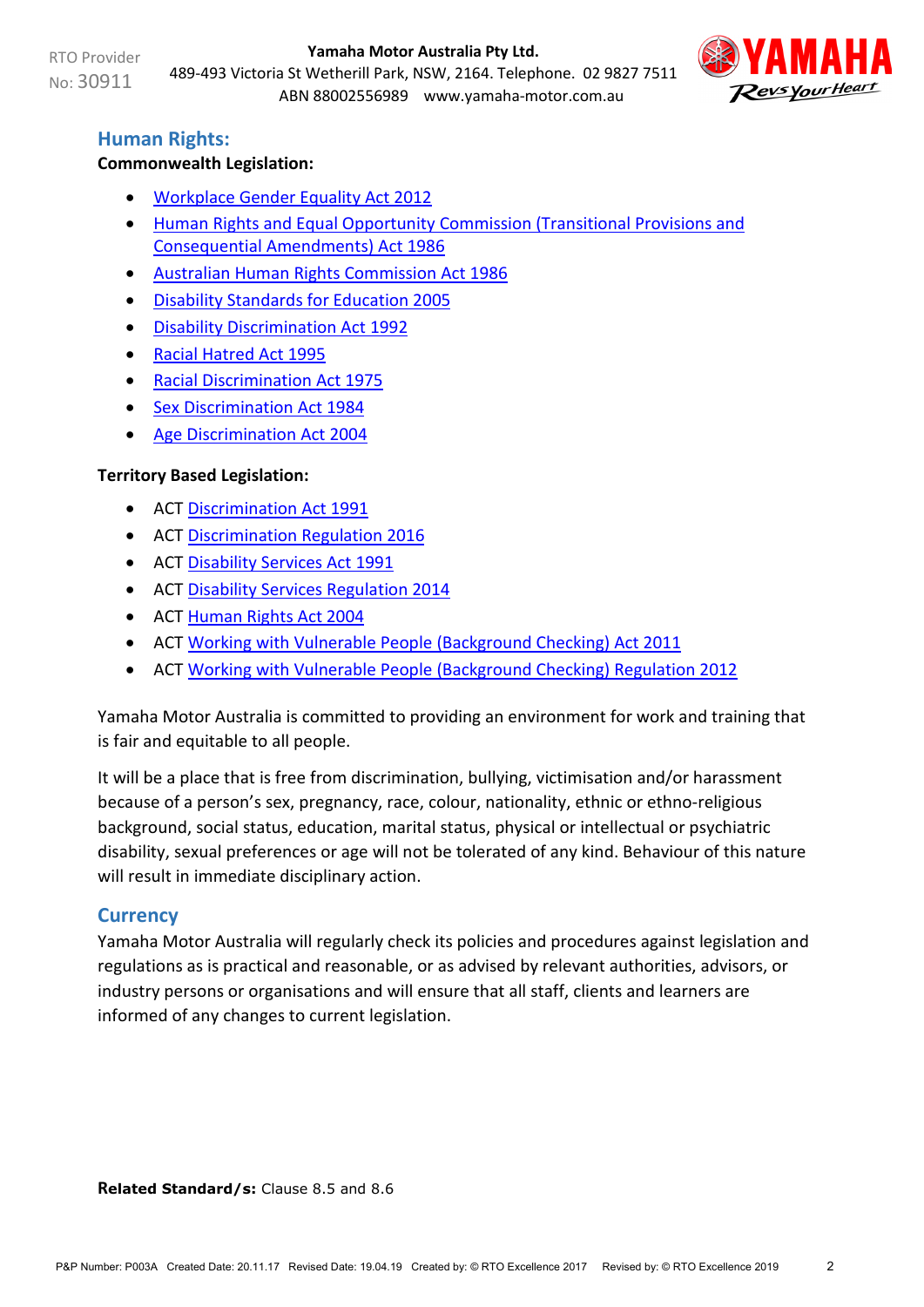## Human Rights:

**Commonwealth Legislation:**

- Workplace Gender Equality Act 2012
- Human Rights and Equal Opportunity Commission (Transitional Provisions and Consequential Amendments) Act 1986
- Australian Human Rights Commission Act 1986
- Disability Standards for Education 2005
- Disability Discrimination Act 1992
- Racial Hatred Act 1995
- Racial Discrimination Act 1975
- Sex Discrimination Act 1984
- Age Discrimination Act 2004

**Territory Based Legislation:**

- ACT Discrimination Act 1991
- ACT Discrimination Regulation 2016
- ACT Disability Services Act 1991
- ACT Disability Services Regulation 2014
- ACT Human Rights Act 2004
- ACT Working with Vulnerable People (Background Checking) Act 2011
- ACT Working with Vulnerable People (Background Checking) Regulation 2012

Yamaha Motor Australia is committed to providing an environment for work and training that is fair and equitable to all people.

It will be a place that is free from discrimination, bullying, victimisation and/or harassment because of a person's sex, pregnancy, race, colour, nationality, ethnic or ethno-religious background, social status, education, marital status, physical or intellectual or psychiatric disability, sexual preferences or age will not be tolerated of any kind. Behaviour of this nature will result in immediate disciplinary action.

## Currency

Yamaha Motor Australia will regularly check its policies and procedures against legislation and regulations as is practical and reasonable, or as advised by relevant authorities, advisors, or industry persons or organisations and will ensure that all staff, clients and learners are informed of any changes to current legislation.

**Related Standard/s:** Clause 8.5 and 8.6